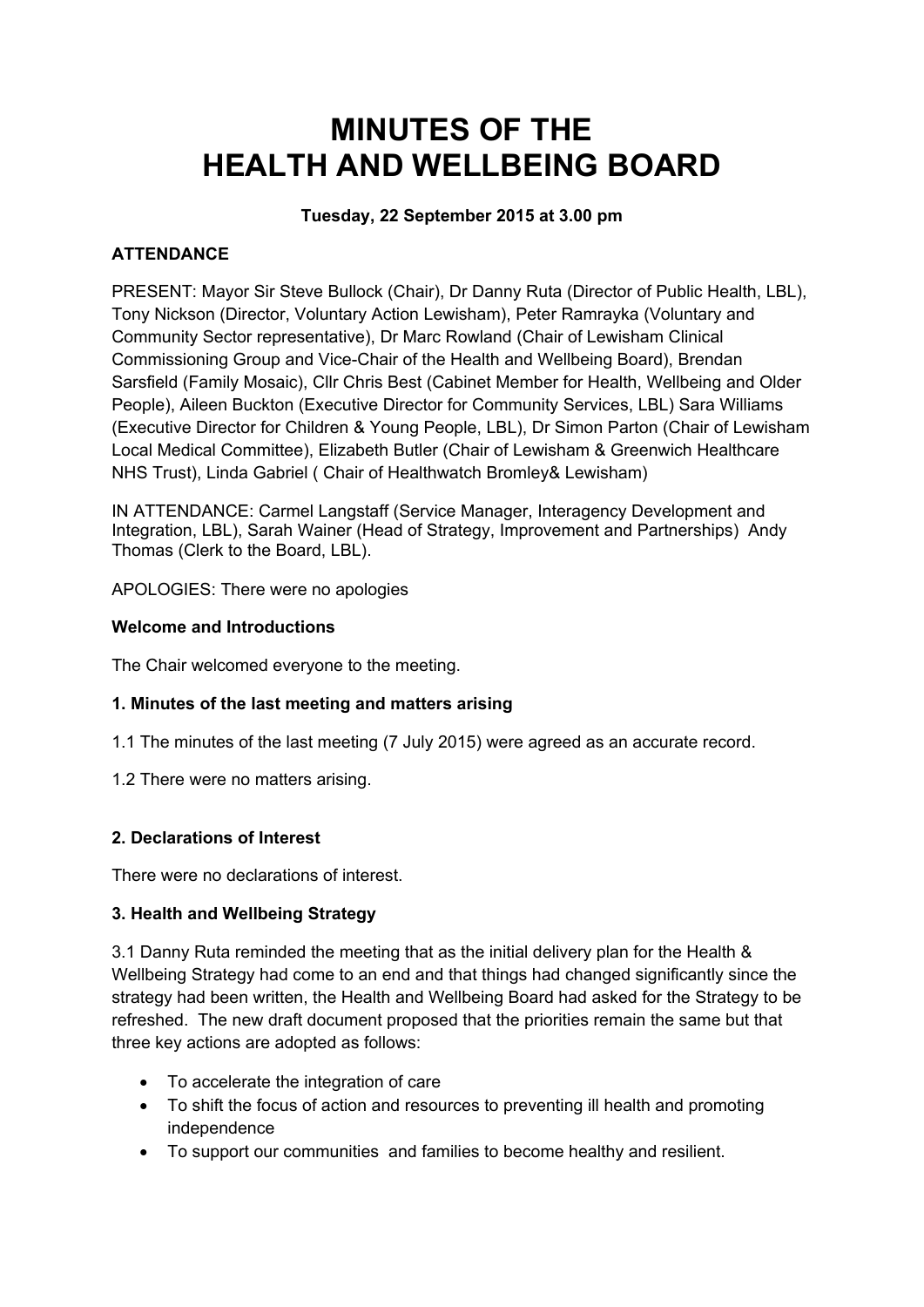# MINUTES OF THE HEALTH AND WELLBEING BOARD

**Tuesday, 22 September 2015 at 3.00 pm**

**ATTENDANCE**

PRESENT: Mayor Sir Steve Bullock (Chair), Dr Danny Ruta (Director of Public Health, LBL), Tony Nickson (Director, Voluntary Action Lewisham), Peter Ramrayka (Voluntary and Community Sector representative), Dr Marc Rowland (Chair of Lewisham Clinical Commissioning Group and Vice-Chair of the Health and Wellbeing Board), Brendan Sarsfield (Family Mosaic), Cllr Chris Best (Cabinet Member for Health, Wellbeing and Older People), Aileen Buckton (Executive Director for Community Services, LBL) Sara Williams (Executive Director for Children & Young People, LBL), Dr Simon Parton (Chair of Lewisham Local Medical Committee), Elizabeth Butler (Chair of Lewisham & Greenwich Healthcare NHS Trust), Linda Gabriel ( Chair of Healthwatch Bromley& Lewisham)

IN ATTENDANCE: Carmel Langstaff (Service Manager, Interagency Development and Integration, LBL), Sarah Wainer (Head of Strategy, Improvement and Partnerships) Andy Thomas (Clerk to the Board, LBL).

APOLOGIES: There were no apologies

**Welcome and Introductions**

The Chair welcomed everyone to the meeting.

**1. Minutes of the last meeting and matters arising**

1.1 The minutes of the last meeting (7 July 2015) were agreed as an accurate record.

1.2 There were no matters arising.

**2. Declarations of Interest**

There were no declarations of interest.

**3. Health and Wellbeing Strategy**

3.1 Danny Ruta reminded the meeting that as the initial delivery plan for the Health & Wellbeing Strategy had come to an end and that things had changed significantly since the strategy had been written, the Health and Wellbeing Board had asked for the Strategy to be refreshed. The new draft document proposed that the priorities remain the same but that three key actions are adopted as follows:

- To accelerate the integration of care
- To shift the focus of action and resources to preventing ill health and promoting independence
- To support our communities and families to become healthy and resilient.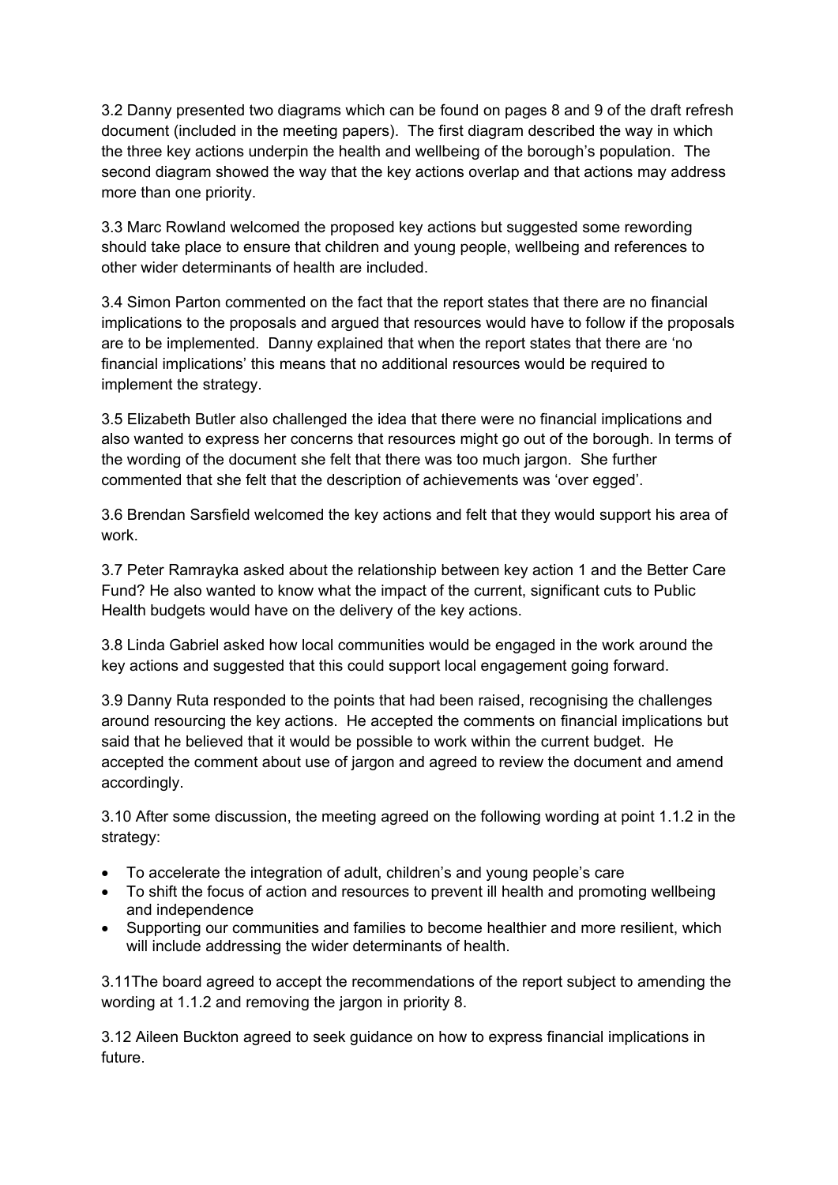3.2 Danny presented two diagrams which can be found on pages 8 and 9 of the draft refresh document (included in the meeting papers). The first diagram described the way in which the three key actions underpin the health and wellbeing of the borough's population. The second diagram showed the way that the key actions overlap and that actions may address more than one priority.

3.3 Marc Rowland welcomed the proposed key actions but suggested some rewording should take place to ensure that children and young people, wellbeing and references to other wider determinants of health are included.

3.4 Simon Parton commented on the fact that the report states that there are no financial implications to the proposals and argued that resources would have to follow if the proposals are to be implemented. Danny explained that when the report states that there are 'no financial implications' this means that no additional resources would be required to implement the strategy.

3.5 Elizabeth Butler also challenged the idea that there were no financial implications and also wanted to express her concerns that resources might go out of the borough. In terms of the wording of the document she felt that there was too much jargon. She further commented that she felt that the description of achievements was 'over egged'.

3.6 Brendan Sarsfield welcomed the key actions and felt that they would support his area of work.

3.7 Peter Ramrayka asked about the relationship between key action 1 and the Better Care Fund? He also wanted to know what the impact of the current, significant cuts to Public Health budgets would have on the delivery of the key actions.

3.8 Linda Gabriel asked how local communities would be engaged in the work around the key actions and suggested that this could support local engagement going forward.

3.9 Danny Ruta responded to the points that had been raised, recognising the challenges around resourcing the key actions. He accepted the comments on financial implications but said that he believed that it would be possible to work within the current budget. He accepted the comment about use of jargon and agreed to review the document and amend accordingly.

3.10 After some discussion, the meeting agreed on the following wording at point 1.1.2 in the strategy:

- To accelerate the integration of adult, children's and young people's care
- To shift the focus of action and resources to prevent ill health and promoting wellbeing and independence
- Supporting our communities and families to become healthier and more resilient, which will include addressing the wider determinants of health.

3.11The board agreed to accept the recommendations of the report subject to amending the wording at 1.1.2 and removing the jargon in priority 8.

3.12 Aileen Buckton agreed to seek guidance on how to express financial implications in future.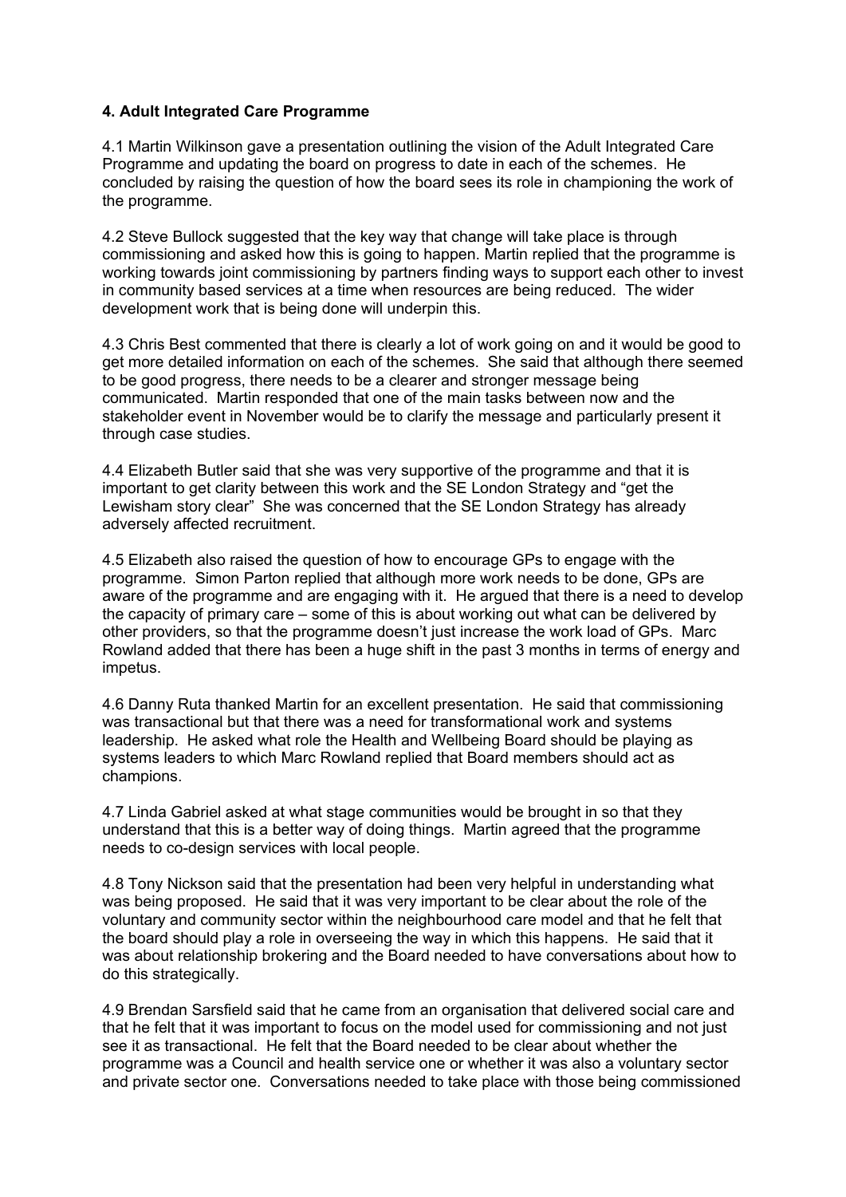**4. Adult Integrated Care Programme**

4.1 Martin Wilkinson gave a presentation outlining the vision of the Adult Integrated Care Programme and updating the board on progress to date in each of the schemes. He concluded by raising the question of how the board sees its role in championing the work of the programme.

4.2 Steve Bullock suggested that the key way that change will take place is through commissioning and asked how this is going to happen. Martin replied that the programme is working towards joint commissioning by partners finding ways to support each other to invest in community based services at a time when resources are being reduced. The wider development work that is being done will underpin this.

4.3 Chris Best commented that there is clearly a lot of work going on and it would be good to get more detailed information on each of the schemes. She said that although there seemed to be good progress, there needs to be a clearer and stronger message being communicated. Martin responded that one of the main tasks between now and the stakeholder event in November would be to clarify the message and particularly present it through case studies.

4.4 Elizabeth Butler said that she was very supportive of the programme and that it is important to get clarity between this work and the SE London Strategy and "get the Lewisham story clear" She was concerned that the SE London Strategy has already adversely affected recruitment.

4.5 Elizabeth also raised the question of how to encourage GPs to engage with the programme. Simon Parton replied that although more work needs to be done, GPs are aware of the programme and are engaging with it. He argued that there is a need to develop the capacity of primary care – some of this is about working out what can be delivered by other providers, so that the programme doesn't just increase the work load of GPs. Marc Rowland added that there has been a huge shift in the past 3 months in terms of energy and impetus.

4.6 Danny Ruta thanked Martin for an excellent presentation. He said that commissioning was transactional but that there was a need for transformational work and systems leadership. He asked what role the Health and Wellbeing Board should be playing as systems leaders to which Marc Rowland replied that Board members should act as champions.

4.7 Linda Gabriel asked at what stage communities would be brought in so that they understand that this is a better way of doing things. Martin agreed that the programme needs to co-design services with local people.

4.8 Tony Nickson said that the presentation had been very helpful in understanding what was being proposed. He said that it was very important to be clear about the role of the voluntary and community sector within the neighbourhood care model and that he felt that the board should play a role in overseeing the way in which this happens. He said that it was about relationship brokering and the Board needed to have conversations about how to do this strategically.

4.9 Brendan Sarsfield said that he came from an organisation that delivered social care and that he felt that it was important to focus on the model used for commissioning and not just see it as transactional. He felt that the Board needed to be clear about whether the programme was a Council and health service one or whether it was also a voluntary sector and private sector one. Conversations needed to take place with those being commissioned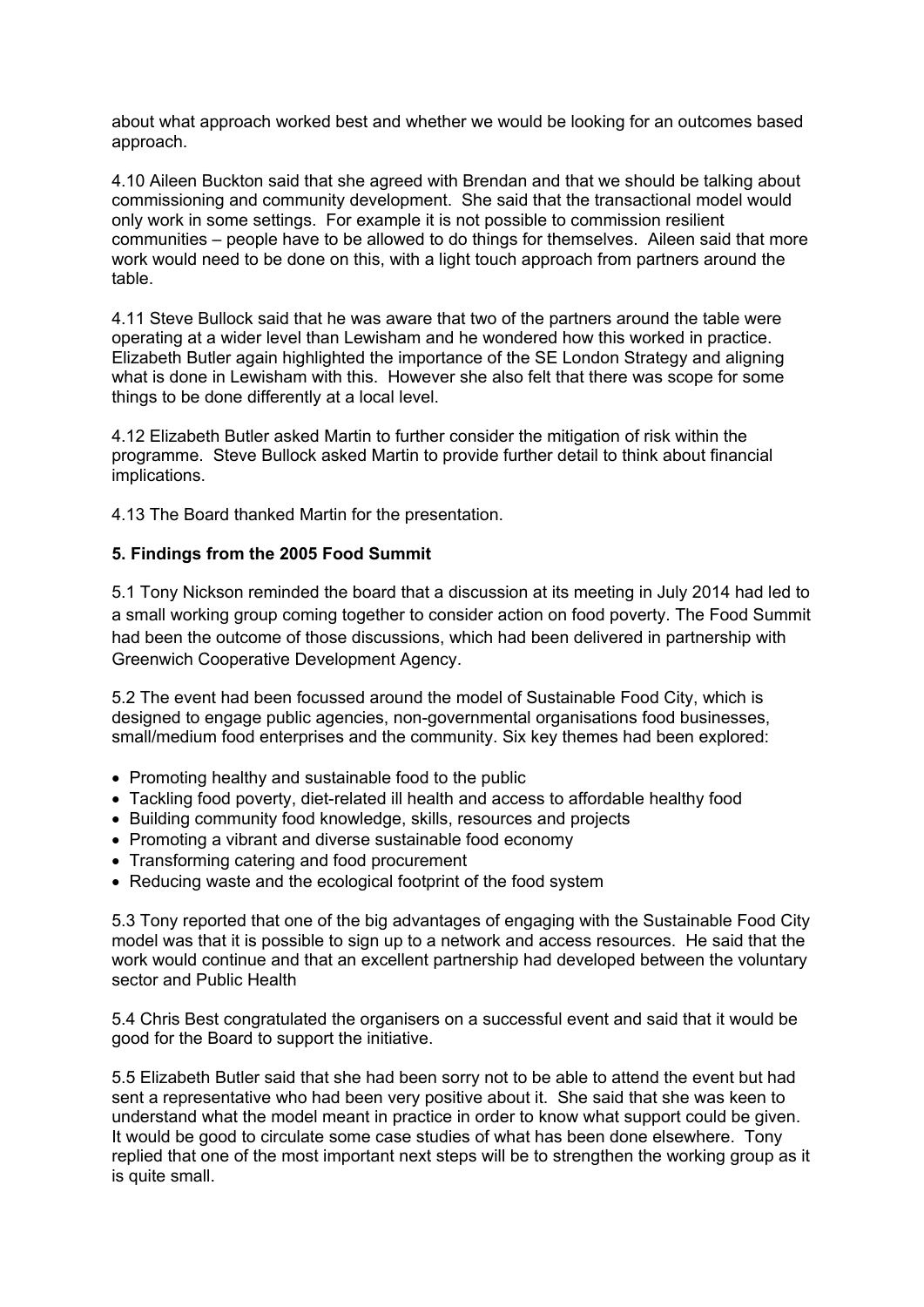about what approach worked best and whether we would be looking for an outcomes based approach.

4.10 Aileen Buckton said that she agreed with Brendan and that we should be talking about commissioning and community development. She said that the transactional model would only work in some settings. For example it is not possible to commission resilient communities – people have to be allowed to do things for themselves. Aileen said that more work would need to be done on this, with a light touch approach from partners around the table.

4.11 Steve Bullock said that he was aware that two of the partners around the table were operating at a wider level than Lewisham and he wondered how this worked in practice. Elizabeth Butler again highlighted the importance of the SE London Strategy and aligning what is done in Lewisham with this. However she also felt that there was scope for some things to be done differently at a local level.

4.12 Elizabeth Butler asked Martin to further consider the mitigation of risk within the programme. Steve Bullock asked Martin to provide further detail to think about financial implications.

4.13 The Board thanked Martin for the presentation.

**5. Findings from the 2005 Food Summit**

5.1 Tony Nickson reminded the board that a discussion at its meeting in July 2014 had led to a small working group coming together to consider action on food poverty. The Food Summit had been the outcome of those discussions, which had been delivered in partnership with Greenwich Cooperative Development Agency.

5.2 The event had been focussed around the model of Sustainable Food City, which is designed to engage public agencies, non-governmental organisations food businesses, small/medium food enterprises and the community. Six key themes had been explored:

- Promoting healthy and sustainable food to the public
- Tackling food poverty, diet-related ill health and access to affordable healthy food
- Building community food knowledge, skills, resources and projects
- Promoting a vibrant and diverse sustainable food economy
- Transforming catering and food procurement
- Reducing waste and the ecological footprint of the food system

5.3 Tony reported that one of the big advantages of engaging with the Sustainable Food City model was that it is possible to sign up to a network and access resources. He said that the work would continue and that an excellent partnership had developed between the voluntary sector and Public Health

5.4 Chris Best congratulated the organisers on a successful event and said that it would be good for the Board to support the initiative.

5.5 Elizabeth Butler said that she had been sorry not to be able to attend the event but had sent a representative who had been very positive about it. She said that she was keen to understand what the model meant in practice in order to know what support could be given. It would be good to circulate some case studies of what has been done elsewhere. Tony replied that one of the most important next steps will be to strengthen the working group as it is quite small.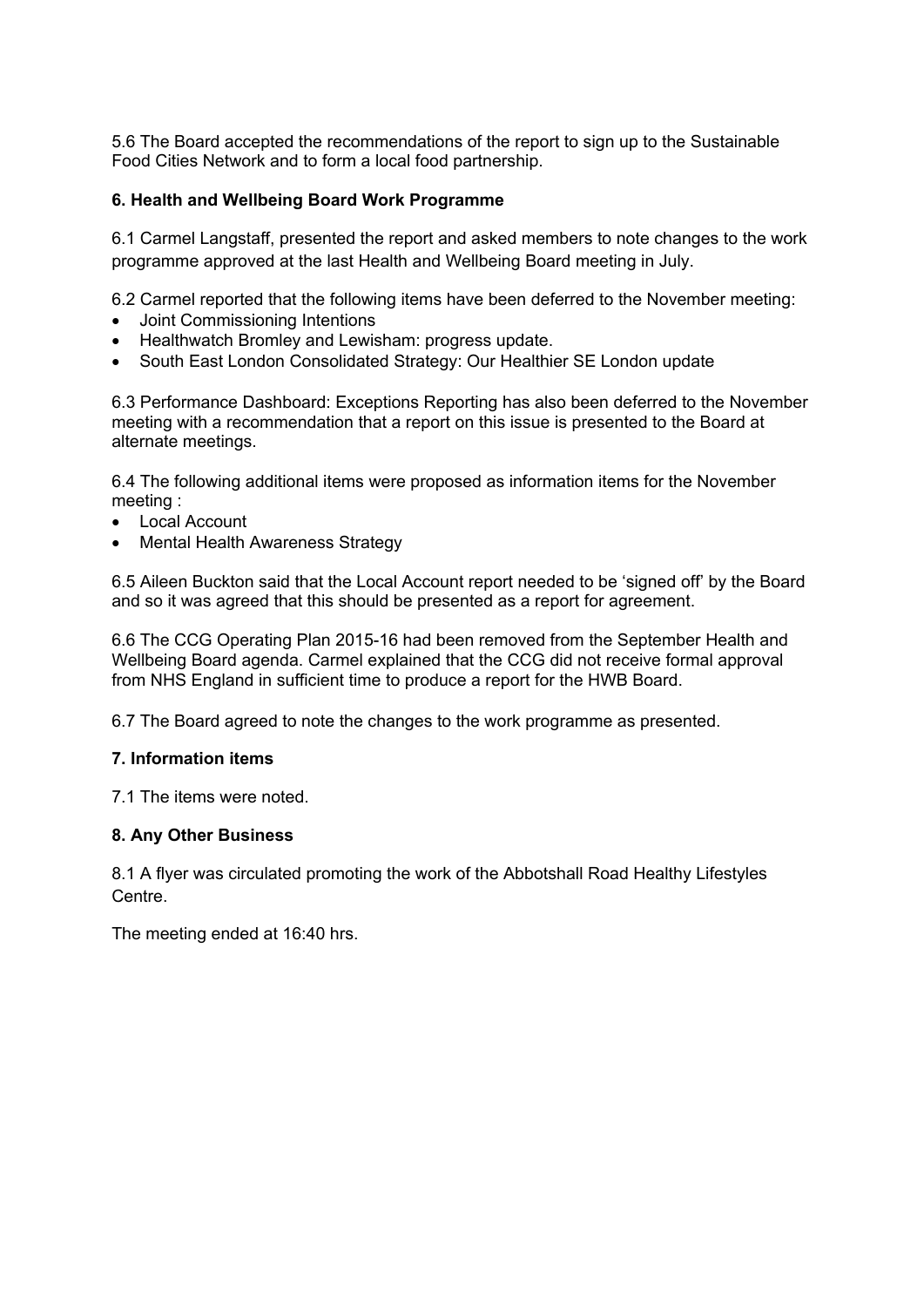5.6 The Board accepted the recommendations of the report to sign up to the Sustainable Food Cities Network and to form a local food partnership.

**6. Health and Wellbeing Board Work Programme**

6.1 Carmel Langstaff, presented the report and asked members to note changes to the work programme approved at the last Health and Wellbeing Board meeting in July.

6.2 Carmel reported that the following items have been deferred to the November meeting:

- Joint Commissioning Intentions
- Healthwatch Bromley and Lewisham: progress update.
- South East London Consolidated Strategy: Our Healthier SE London update

6.3 Performance Dashboard: Exceptions Reporting has also been deferred to the November meeting with a recommendation that a report on this issue is presented to the Board at alternate meetings.

6.4 The following additional items were proposed as information items for the November meeting :

- Local Account
- Mental Health Awareness Strategy

6.5 Aileen Buckton said that the Local Account report needed to be 'signed off' by the Board and so it was agreed that this should be presented as a report for agreement.

6.6 The CCG Operating Plan 2015-16 had been removed from the September Health and Wellbeing Board agenda. Carmel explained that the CCG did not receive formal approval from NHS England in sufficient time to produce a report for the HWB Board.

6.7 The Board agreed to note the changes to the work programme as presented.

**7. Information items**

7.1 The items were noted.

**8. Any Other Business**

8.1 A flyer was circulated promoting the work of the Abbotshall Road Healthy Lifestyles Centre.

The meeting ended at 16:40 hrs.